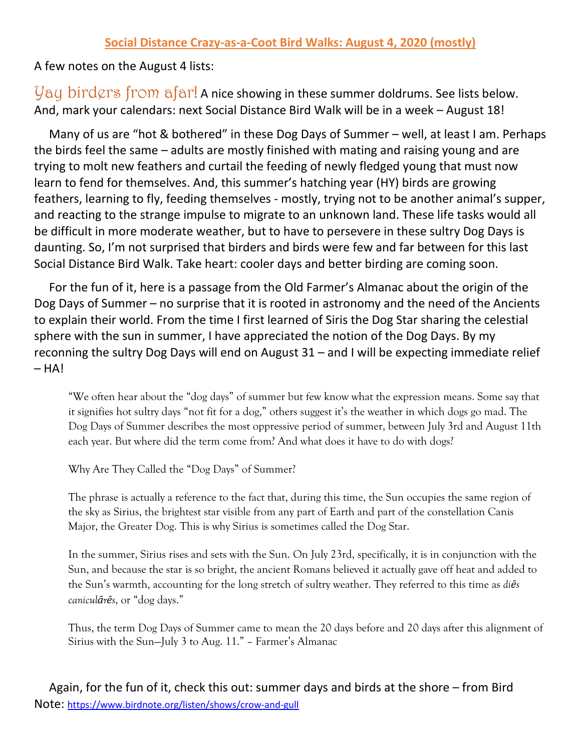# Social Distance Crazy-as-a-Coot Bird Walks: August 4, 2020 (mostly)

A few notes on the August 4 lists:

**Yay birders from afar!** A nice showing in these summer doldrums. See lists below. And, mark your calendars: next Social Distance Bird Walk will be in a week – August 18!

Many of us are "hot & bothered" in these Dog Days of Summer – well, at least I am. Perhaps the birds feel the same – adults are mostly finished with mating and raising young and are trying to molt new feathers and curtail the feeding of newly fledged young that must now learn to fend for themselves. And, this summer's hatching year (HY) birds are growing feathers, learning to fly, feeding themselves - mostly, trying not to be another animal's supper, and reacting to the strange impulse to migrate to an unknown land. These life tasks would all be difficult in more moderate weather, but to have to persevere in these sultry Dog Days is daunting. So, I'm not surprised that birders and birds were few and far between for this last Social Distance Bird Walk. Take heart: cooler days and better birding are coming soon.

For the fun of it, here is a passage from the Old Farmer's Almanac about the origin of the Dog Days of Summer – no surprise that it is rooted in astronomy and the need of the Ancients to explain their world. From the time I first learned of Siris the Dog Star sharing the celestial sphere with the sun in summer, I have appreciated the notion of the Dog Days. By my reconning the sultry Dog Days will end on August 31 – and I will be expecting immediate relief – HA!

> "We often hear about the "dog days" of summer but few know what the expression means. Some say that it signifies hot sultry days "not fit for a dog," others suggest it's the weather in which dogs go mad. The Dog Days of Summer describes the most oppressive period of summer, between July 3rd and August 11th each year. But where did the term come from? And what does it have to do with dogs?
>
> Why Are They Called the "Dog Days" of Summer?
>
> The phrase is actually a reference to the fact that, during this time, the Sun occupies the same region of the sky as Sirius, the brightest star visible from any part of Earth and part of the constellation Canis Major, the Greater Dog. This is why Sirius is sometimes called the Dog Star.
>
> In the summer, Sirius rises and sets with the Sun. On July 23rd, specifically, it is in conjunction with the Sun, and because the star is so bright, the ancient Romans believed it actually gave off heat and added to the Sun's warmth, accounting for the long stretch of sultry weather. They referred to this time as *diēs caniculārēs*, or "dog days."
>
> Thus, the term Dog Days of Summer came to mean the 20 days before and 20 days after this alignment of Sirius with the Sun—July 3 to Aug. 11." – Farmer's Almanac

Again, for the fun of it, check this out: summer days and birds at the shore – from Bird Note: https://www.birdnote.org/listen/shows/crow-and-gull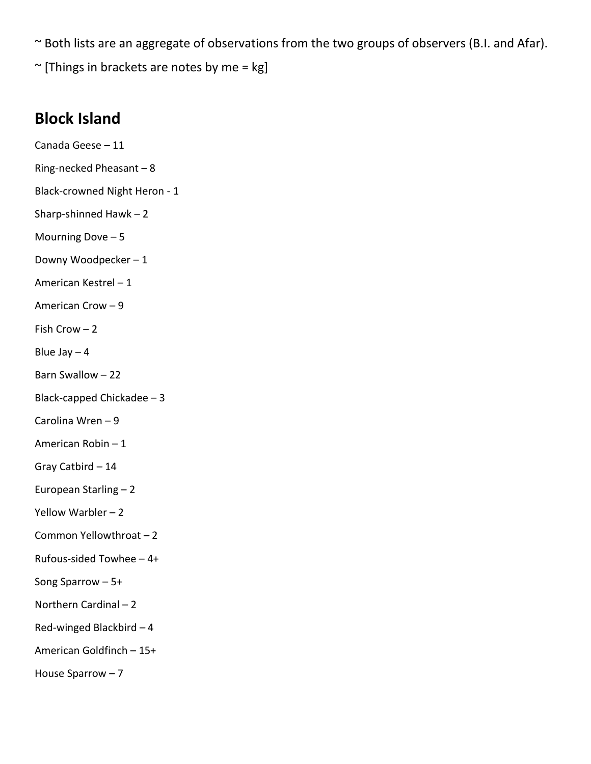~ Both lists are an aggregate of observations from the two groups of observers (B.I. and Afar).

~ [Things in brackets are notes by me = kg]

## Block Island

Canada Geese – 11

Ring-necked Pheasant – 8

Black-crowned Night Heron - 1

Sharp-shinned Hawk – 2

Mourning Dove – 5

Downy Woodpecker – 1

American Kestrel – 1

American Crow – 9

Fish Crow – 2

Blue Jay – 4

Barn Swallow – 22

Black-capped Chickadee – 3

Carolina Wren – 9

American Robin – 1

Gray Catbird – 14

European Starling – 2

Yellow Warbler – 2

Common Yellowthroat – 2

Rufous-sided Towhee – 4+

Song Sparrow – 5+

Northern Cardinal – 2

Red-winged Blackbird – 4

American Goldfinch – 15+

House Sparrow – 7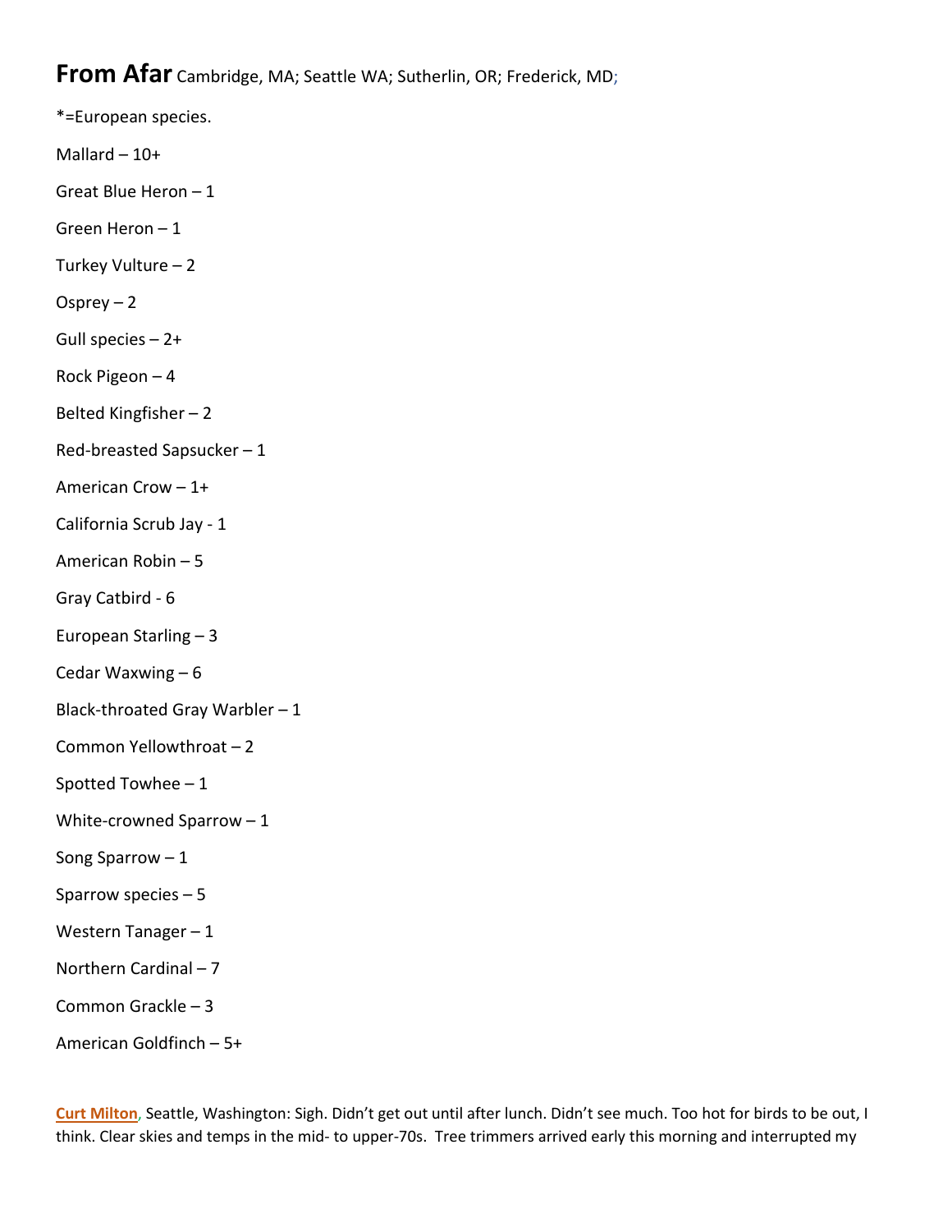**From Afar** Cambridge, MA; Seattle WA; Sutherlin, OR; Frederick, MD;

*=European species.

Mallard – 10+

Great Blue Heron – 1

Green Heron – 1

Turkey Vulture – 2

Osprey – 2

Gull species – 2+

Rock Pigeon – 4

Belted Kingfisher – 2

Red-breasted Sapsucker – 1

American Crow – 1+

California Scrub Jay - 1

American Robin – 5

Gray Catbird - 6

European Starling – 3

Cedar Waxwing – 6

Black-throated Gray Warbler – 1

Common Yellowthroat – 2

Spotted Towhee – 1

White-crowned Sparrow – 1

Song Sparrow – 1

Sparrow species – 5

Western Tanager – 1

Northern Cardinal – 7

Common Grackle – 3

American Goldfinch – 5+

**Curt Milton**, Seattle, Washington: Sigh. Didn't get out until after lunch. Didn't see much. Too hot for birds to be out, I think. Clear skies and temps in the mid- to upper-70s. Tree trimmers arrived early this morning and interrupted my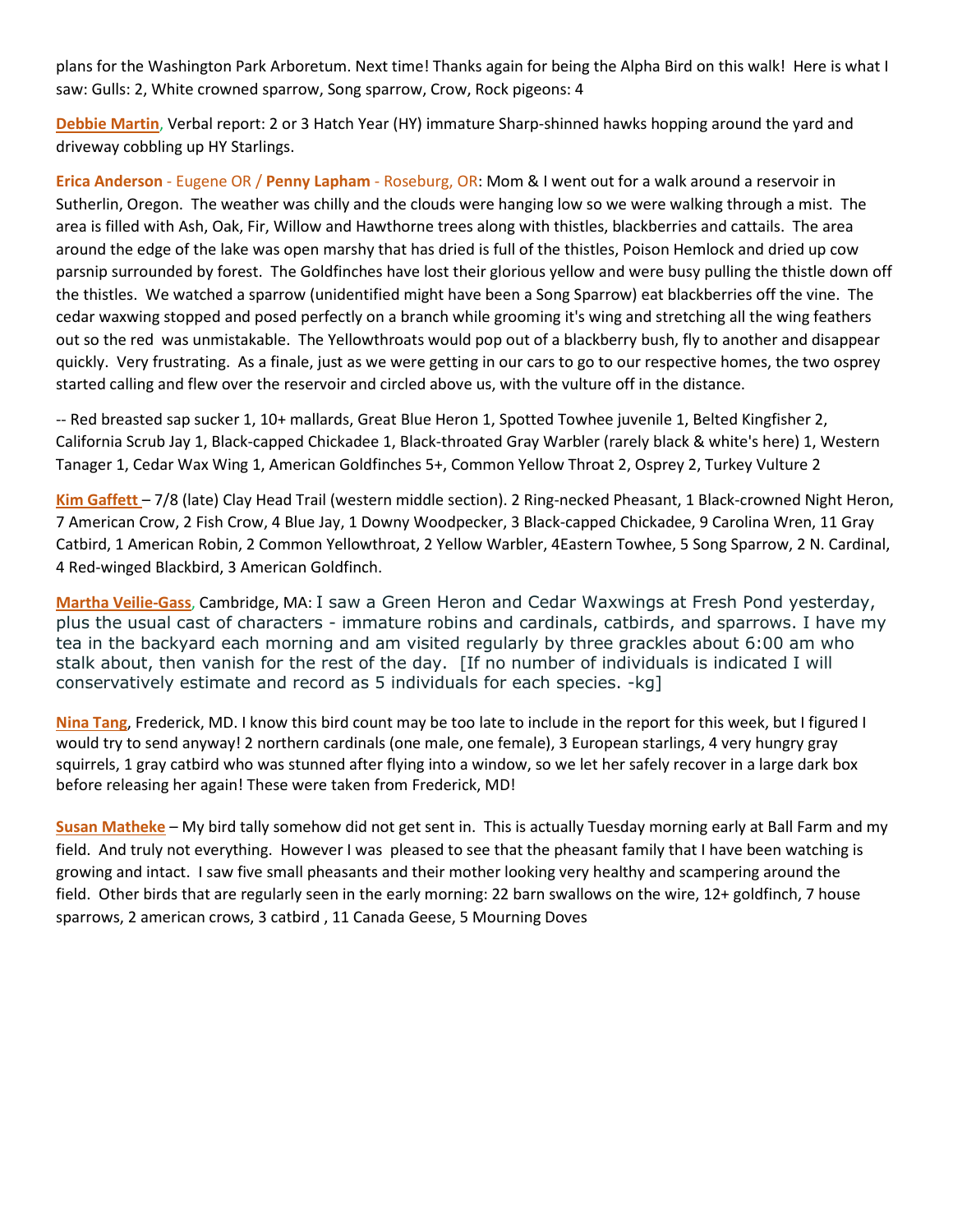plans for the Washington Park Arboretum. Next time! Thanks again for being the Alpha Bird on this walk! Here is what I saw: Gulls: 2, White crowned sparrow, Song sparrow, Crow, Rock pigeons: 4

**Debbie Martin**, Verbal report: 2 or 3 Hatch Year (HY) immature Sharp-shinned hawks hopping around the yard and driveway cobbling up HY Starlings.

**Erica Anderson** - Eugene OR / **Penny Lapham** - Roseburg, OR: Mom & I went out for a walk around a reservoir in Sutherlin, Oregon. The weather was chilly and the clouds were hanging low so we were walking through a mist. The area is filled with Ash, Oak, Fir, Willow and Hawthorne trees along with thistles, blackberries and cattails. The area around the edge of the lake was open marshy that has dried is full of the thistles, Poison Hemlock and dried up cow parsnip surrounded by forest. The Goldfinches have lost their glorious yellow and were busy pulling the thistle down off the thistles. We watched a sparrow (unidentified might have been a Song Sparrow) eat blackberries off the vine. The cedar waxwing stopped and posed perfectly on a branch while grooming it's wing and stretching all the wing feathers out so the red was unmistakable. The Yellowthroats would pop out of a blackberry bush, fly to another and disappear quickly. Very frustrating. As a finale, just as we were getting in our cars to go to our respective homes, the two osprey started calling and flew over the reservoir and circled above us, with the vulture off in the distance.

-- Red breasted sap sucker 1, 10+ mallards, Great Blue Heron 1, Spotted Towhee juvenile 1, Belted Kingfisher 2, California Scrub Jay 1, Black-capped Chickadee 1, Black-throated Gray Warbler (rarely black & white's here) 1, Western Tanager 1, Cedar Wax Wing 1, American Goldfinches 5+, Common Yellow Throat 2, Osprey 2, Turkey Vulture 2

**Kim Gaffett** – 7/8 (late) Clay Head Trail (western middle section). 2 Ring-necked Pheasant, 1 Black-crowned Night Heron, 7 American Crow, 2 Fish Crow, 4 Blue Jay, 1 Downy Woodpecker, 3 Black-capped Chickadee, 9 Carolina Wren, 11 Gray Catbird, 1 American Robin, 2 Common Yellowthroat, 2 Yellow Warbler, 4Eastern Towhee, 5 Song Sparrow, 2 N. Cardinal, 4 Red-winged Blackbird, 3 American Goldfinch.

**Martha Veilie-Gass**, Cambridge, MA: I saw a Green Heron and Cedar Waxwings at Fresh Pond yesterday, plus the usual cast of characters - immature robins and cardinals, catbirds, and sparrows. I have my tea in the backyard each morning and am visited regularly by three grackles about 6:00 am who stalk about, then vanish for the rest of the day. [If no number of individuals is indicated I will conservatively estimate and record as 5 individuals for each species. -kg]

**Nina Tang**, Frederick, MD. I know this bird count may be too late to include in the report for this week, but I figured I would try to send anyway! 2 northern cardinals (one male, one female), 3 European starlings, 4 very hungry gray squirrels, 1 gray catbird who was stunned after flying into a window, so we let her safely recover in a large dark box before releasing her again! These were taken from Frederick, MD!

**Susan Matheke** – My bird tally somehow did not get sent in. This is actually Tuesday morning early at Ball Farm and my field. And truly not everything. However I was pleased to see that the pheasant family that I have been watching is growing and intact. I saw five small pheasants and their mother looking very healthy and scampering around the field. Other birds that are regularly seen in the early morning: 22 barn swallows on the wire, 12+ goldfinch, 7 house sparrows, 2 american crows, 3 catbird , 11 Canada Geese, 5 Mourning Doves